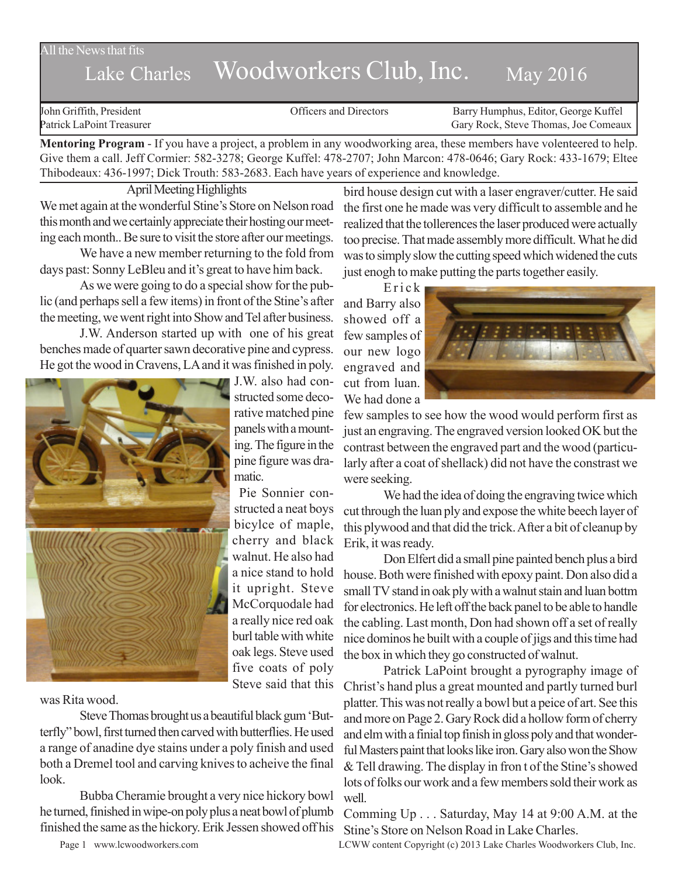All the News that fits

# Lake Charles Woodworkers Club, Inc. May 2016

| John Griffith, President | Officers and Directors | Barry Humphus, Editor, George Kuffel |
|---|---|---|
| Patrick LaPoint Treasurer | | Gary Rock, Steve Thomas, Joe Comeaux |

**Mentoring Program** - If you have a project, a problem in any woodworking area, these members have volenteered to help. Give them a call. Jeff Cormier: 582-3278; George Kuffel: 478-2707; John Marcon: 478-0646; Gary Rock: 433-1679; Eltee Thibodeaux: 436-1997; Dick Trouth: 583-2683. Each have years of experience and knowledge.

## April Meeting Highlights

We met again at the wonderful Stine's Store on Nelson road this month and we certainly appreciate their hosting our meeting each month.. Be sure to visit the store after our meetings.

We have a new member returning to the fold from days past: Sonny LeBleu and it's great to have him back.

As we were going to do a special show for the public (and perhaps sell a few items) in front of the Stine's after the meeting, we went right into Show and Tel after business.

J.W. Anderson started up with one of his great benches made of quarter sawn decorative pine and cypress. He got the wood in Cravens, LA and it was finished in poly. J.W. also had constructed some decorative matched pine panels with a mounting. The figure in the pine figure was dramatic.

Pie Sonnier constructed a neat boys bicylce of maple, cherry and black walnut. He also had a nice stand to hold it upright. Steve McCorquodale had a really nice red oak burl table with white oak legs. Steve used five coats of poly Steve said that this was Rita wood.

Steve Thomas brought us a beautiful black gum 'Butterfly" bowl, first turned then carved with butterflies. He used a range of anadine dye stains under a poly finish and used both a Dremel tool and carving knives to acheive the final look.

Bubba Cheramie brought a very nice hickory bowl he turned, finished in wipe-on poly plus a neat bowl of plumb finished the same as the hickory. Erik Jessen showed off his bird house design cut with a laser engraver/cutter. He said the first one he made was very difficult to assemble and he realized that the tollerences the laser produced were actually too precise. That made assembly more difficult. What he did was to simply slow the cutting speed which widened the cuts just enogh to make putting the parts together easily.

Erick and Barry also showed off a few samples of our new logo engraved and cut from luan. We had done a few samples to see how the wood would perform first as just an engraving. The engraved version looked OK but the contrast between the engraved part and the wood (particularly after a coat of shellack) did not have the constrast we were seeking.

We had the idea of doing the engraving twice which cut through the luan ply and expose the white beech layer of this plywood and that did the trick. After a bit of cleanup by Erik, it was ready.

Don Elfert did a small pine painted bench plus a bird house. Both were finished with epoxy paint. Don also did a small TV stand in oak ply with a walnut stain and luan bottm for electronics. He left off the back panel to be able to handle the cabling. Last month, Don had shown off a set of really nice dominos he built with a couple of jigs and this time had the box in which they go constructed of walnut.

Patrick LaPoint brought a pyrography image of Christ's hand plus a great mounted and partly turned burl platter. This was not really a bowl but a peice of art. See this and more on Page 2. Gary Rock did a hollow form of cherry and elm with a finial top finish in gloss poly and that wonderful Masters paint that looks like iron. Gary also won the Show & Tell drawing. The display in fron t of the Stine's showed lots of folks our work and a few members sold their work as well.

Comming Up . . . Saturday, May 14 at 9:00 A.M. at the Stine's Store on Nelson Road in Lake Charles.

www.lcwoodworkers.com LCWW content Copyright (c) 2013 Lake Charles Woodworkers Club, Inc.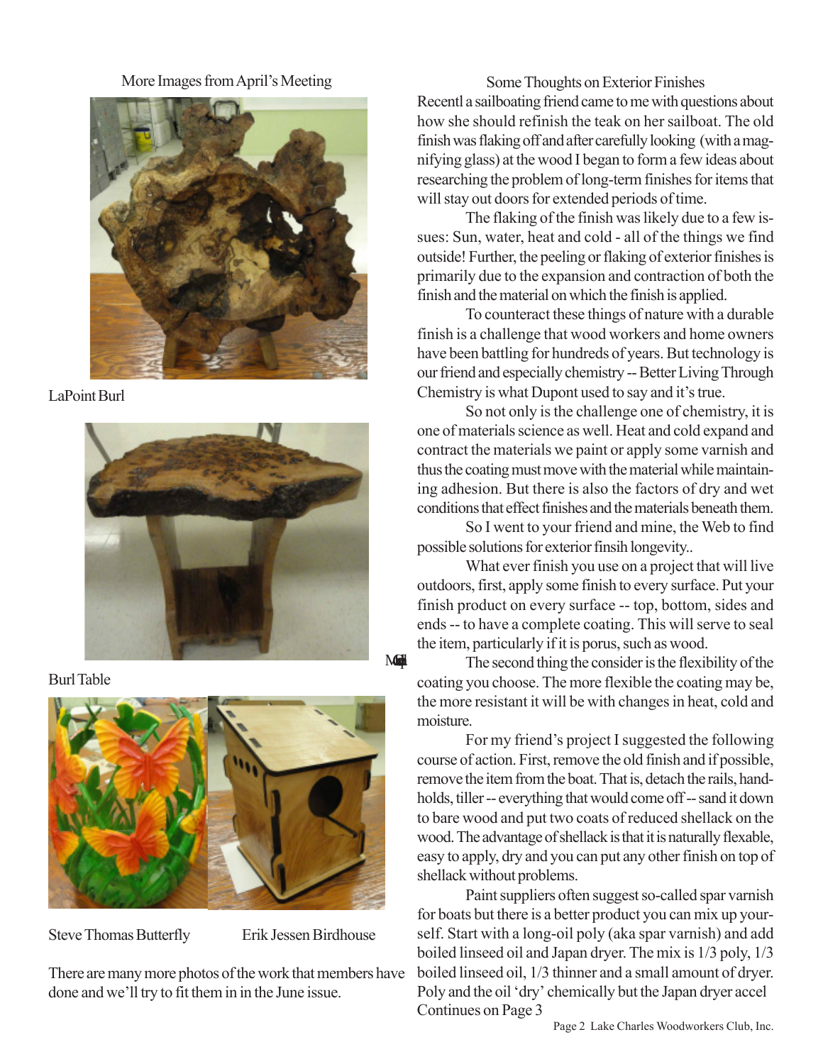## More Images from April's Meeting

LaPoint Burl

Burl Table

Steve Thomas Butterfly          Erik Jessen Birdhouse

There are many more photos of the work that members have done and we'll try to fit them in in the June issue.

## Some Thoughts on Exterior Finishes

Recentl a sailboating friend came to me with questions about how she should refinish the teak on her sailboat. The old finish was flaking off and after carefully looking (with a magnifying glass) at the wood I began to form a few ideas about researching the problem of long-term finishes for items that will stay out doors for extended periods of time.

The flaking of the finish was likely due to a few issues: Sun, water, heat and cold - all of the things we find outside! Further, the peeling or flaking of exterior finishes is primarily due to the expansion and contraction of both the finish and the material on which the finish is applied.

To counteract these things of nature with a durable finish is a challenge that wood workers and home owners have been battling for hundreds of years. But technology is our friend and especially chemistry -- Better Living Through Chemistry is what Dupont used to say and it's true.

So not only is the challenge one of chemistry, it is one of materials science as well. Heat and cold expand and contract the materials we paint or apply some varnish and thus the coating must move with the material while maintaining adhesion. But there is also the factors of dry and wet conditions that effect finishes and the materials beneath them.

So I went to your friend and mine, the Web to find possible solutions for exterior finsih longevity..

What ever finish you use on a project that will live outdoors, first, apply some finish to every surface. Put your finish product on every surface -- top, bottom, sides and ends -- to have a complete coating. This will serve to seal the item, particularly if it is porus, such as wood.

The second thing the consider is the flexibility of the coating you choose. The more flexible the coating may be, the more resistant it will be with changes in heat, cold and moisture.

For my friend's project I suggested the following course of action. First, remove the old finish and if possible, remove the item from the boat. That is, detach the rails, handholds, tiller -- everything that would come off -- sand it down to bare wood and put two coats of reduced shellack on the wood. The advantage of shellack is that it is naturally flexable, easy to apply, dry and you can put any other finish on top of shellack without problems.

Paint suppliers often suggest so-called spar varnish for boats but there is a better product you can mix up yourself. Start with a long-oil poly (aka spar varnish) and add boiled linseed oil and Japan dryer. The mix is 1/3 poly, 1/3 boiled linseed oil, 1/3 thinner and a small amount of dryer. Poly and the oil 'dry' chemically but the Japan dryer accel

Continues on Page 3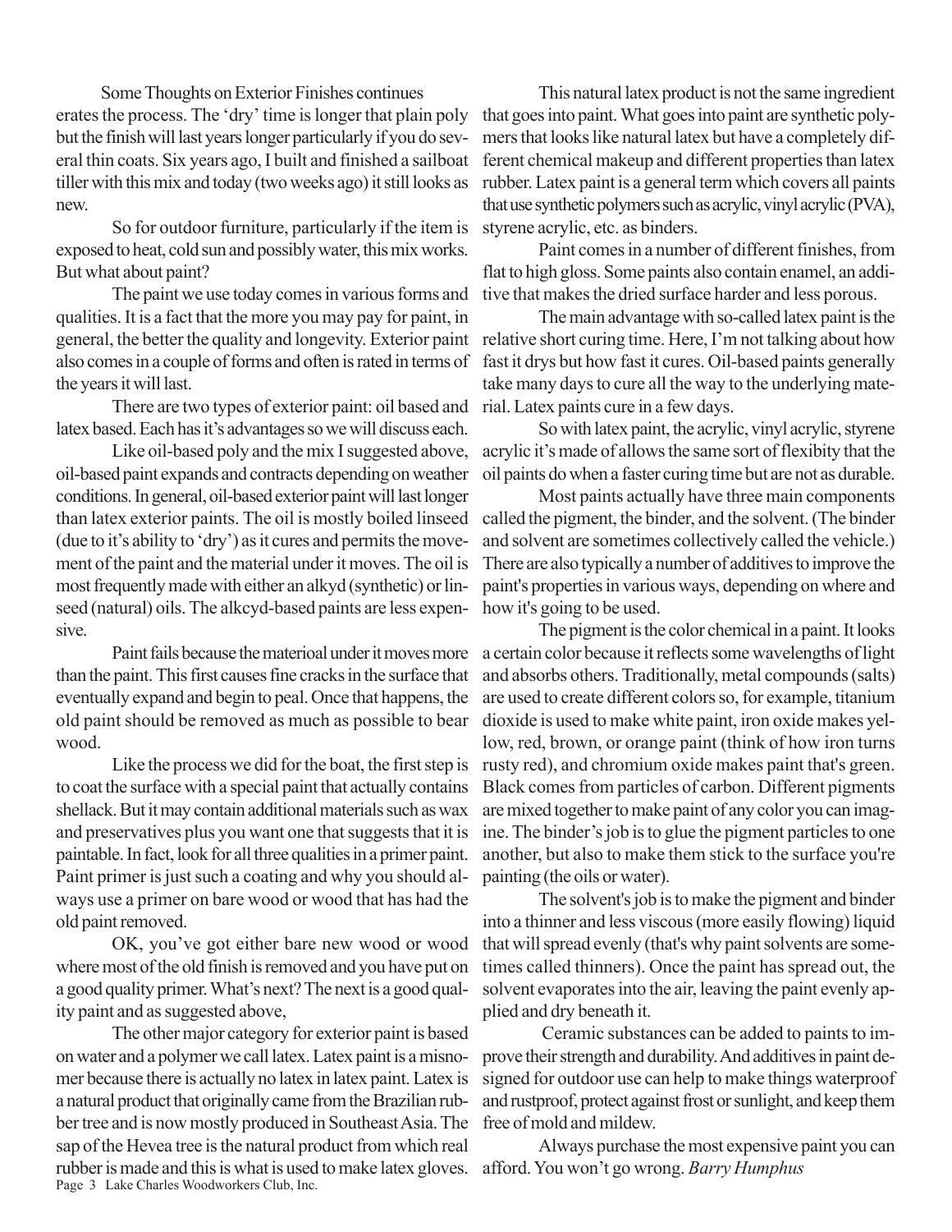Some Thoughts on Exterior Finishes continues

erates the process. The 'dry' time is longer that plain poly but the finish will last years longer particularly if you do several thin coats. Six years ago, I built and finished a sailboat tiller with this mix and today (two weeks ago) it still looks as new.

So for outdoor furniture, particularly if the item is exposed to heat, cold sun and possibly water, this mix works. But what about paint?

The paint we use today comes in various forms and qualities. It is a fact that the more you may pay for paint, in general, the better the quality and longevity. Exterior paint also comes in a couple of forms and often is rated in terms of the years it will last.

There are two types of exterior paint: oil based and latex based. Each has it's advantages so we will discuss each.

Like oil-based poly and the mix I suggested above, oil-based paint expands and contracts depending on weather conditions. In general, oil-based exterior paint will last longer than latex exterior paints. The oil is mostly boiled linseed (due to it's ability to 'dry') as it cures and permits the movement of the paint and the material under it moves. The oil is most frequently made with either an alkyd (synthetic) or linseed (natural) oils. The alkcyd-based paints are less expensive.

Paint fails because the materioal under it moves more than the paint. This first causes fine cracks in the surface that eventually expand and begin to peal. Once that happens, the old paint should be removed as much as possible to bear wood.

Like the process we did for the boat, the first step is to coat the surface with a special paint that actually contains shellack. But it may contain additional materials such as wax and preservatives plus you want one that suggests that it is paintable. In fact, look for all three qualities in a primer paint. Paint primer is just such a coating and why you should always use a primer on bare wood or wood that has had the old paint removed.

OK, you've got either bare new wood or wood where most of the old finish is removed and you have put on a good quality primer. What's next? The next is a good quality paint and as suggested above,

The other major category for exterior paint is based on water and a polymer we call latex. Latex paint is a misnomer because there is actually no latex in latex paint. Latex is a natural product that originally came from the Brazilian rubber tree and is now mostly produced in Southeast Asia. The sap of the Hevea tree is the natural product from which real rubber is made and this is what is used to make latex gloves.

This natural latex product is not the same ingredient that goes into paint. What goes into paint are synthetic polymers that looks like natural latex but have a completely different chemical makeup and different properties than latex rubber. Latex paint is a general term which covers all paints that use synthetic polymers such as acrylic, vinyl acrylic (PVA), styrene acrylic, etc. as binders.

Paint comes in a number of different finishes, from flat to high gloss. Some paints also contain enamel, an additive that makes the dried surface harder and less porous.

The main advantage with so-called latex paint is the relative short curing time. Here, I'm not talking about how fast it drys but how fast it cures. Oil-based paints generally take many days to cure all the way to the underlying material. Latex paints cure in a few days.

So with latex paint, the acrylic, vinyl acrylic, styrene acrylic it's made of allows the same sort of flexibity that the oil paints do when a faster curing time but are not as durable.

Most paints actually have three main components called the pigment, the binder, and the solvent. (The binder and solvent are sometimes collectively called the vehicle.) There are also typically a number of additives to improve the paint's properties in various ways, depending on where and how it's going to be used.

The pigment is the color chemical in a paint. It looks a certain color because it reflects some wavelengths of light and absorbs others. Traditionally, metal compounds (salts) are used to create different colors so, for example, titanium dioxide is used to make white paint, iron oxide makes yellow, red, brown, or orange paint (think of how iron turns rusty red), and chromium oxide makes paint that's green. Black comes from particles of carbon. Different pigments are mixed together to make paint of any color you can imagine. The binder's job is to glue the pigment particles to one another, but also to make them stick to the surface you're painting (the oils or water).

The solvent's job is to make the pigment and binder into a thinner and less viscous (more easily flowing) liquid that will spread evenly (that's why paint solvents are sometimes called thinners). Once the paint has spread out, the solvent evaporates into the air, leaving the paint evenly applied and dry beneath it.

Ceramic substances can be added to paints to improve their strength and durability. And additives in paint designed for outdoor use can help to make things waterproof and rustproof, protect against frost or sunlight, and keep them free of mold and mildew.

Always purchase the most expensive paint you can afford. You won't go wrong. *Barry Humphus*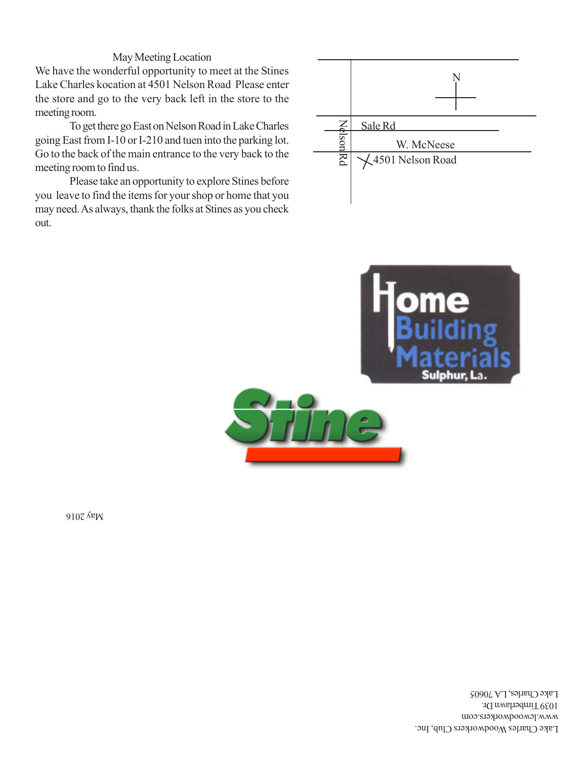## May Meeting Location

We have the wonderful opportunity to meet at the Stines Lake Charles kocation at 4501 Nelson Road Please enter the store and go to the very back left in the store to the meeting room.

To get there go East on Nelson Road in Lake Charles going East from I-10 or I-210 and tuen into the parking lot. Go to the back of the main entrance to the very back to the meeting room to find us.

Please take an opportunity to explore Stines before you leave to find the items for your shop or home that you may need. As always, thank the folks at Stines as you check out.

N

Sale Rd

W. McNeese

Nelson Rd

4501 Nelson Road

Home Building Materials Sulphur, La.

Stine

May 2016

Lake Charles Woodworkers Club, Inc.
www.lcwoodworkers.com
1039 Timberlawn Dr.
Lake Charles, LA 70605